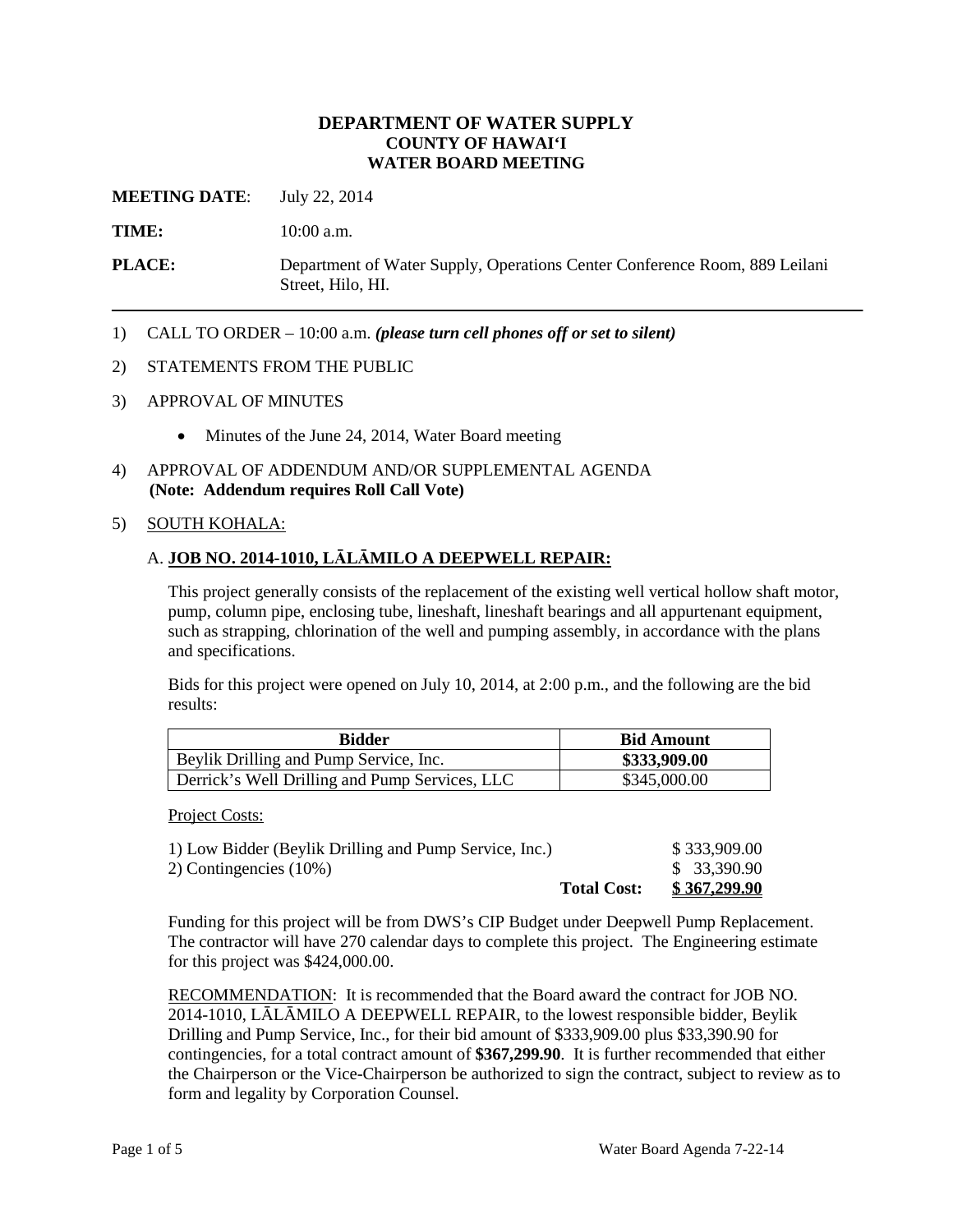# DEPARTMENT OF WATER SUPPLY
## COUNTY OF HAWAIʻI
## WATER BOARD MEETING

**MEETING DATE**: July 22, 2014

**TIME:** 10:00 a.m.

**PLACE:** Department of Water Supply, Operations Center Conference Room, 889 Leilani Street, Hilo, HI.

---

1) CALL TO ORDER – 10:00 a.m. ***(please turn cell phones off or set to silent)***

2) STATEMENTS FROM THE PUBLIC

3) APPROVAL OF MINUTES

   - Minutes of the June 24, 2014, Water Board meeting

4) APPROVAL OF ADDENDUM AND/OR SUPPLEMENTAL AGENDA
   **(Note: Addendum requires Roll Call Vote)**

5) SOUTH KOHALA:

   A. **JOB NO. 2014-1010, LĀLĀMILO A DEEPWELL REPAIR:**

   This project generally consists of the replacement of the existing well vertical hollow shaft motor, pump, column pipe, enclosing tube, lineshaft, lineshaft bearings and all appurtenant equipment, such as strapping, chlorination of the well and pumping assembly, in accordance with the plans and specifications.

   Bids for this project were opened on July 10, 2014, at 2:00 p.m., and the following are the bid results:

| Bidder | Bid Amount |
|---|---|
| Beylik Drilling and Pump Service, Inc. | **$333,909.00** |
| Derrick's Well Drilling and Pump Services, LLC | $345,000.00 |

   Project Costs:

| | | |
|---|---|---|
| 1) Low Bidder (Beylik Drilling and Pump Service, Inc.) | | $ 333,909.00 |
| 2) Contingencies (10%) | | $ 33,390.90 |
| | **Total Cost:** | **$ 367,299.90** |

   Funding for this project will be from DWS's CIP Budget under Deepwell Pump Replacement. The contractor will have 270 calendar days to complete this project. The Engineering estimate for this project was $424,000.00.

   RECOMMENDATION: It is recommended that the Board award the contract for JOB NO. 2014-1010, LĀLĀMILO A DEEPWELL REPAIR, to the lowest responsible bidder, Beylik Drilling and Pump Service, Inc., for their bid amount of $333,909.00 plus $33,390.90 for contingencies, for a total contract amount of **$367,299.90**. It is further recommended that either the Chairperson or the Vice-Chairperson be authorized to sign the contract, subject to review as to form and legality by Corporation Counsel.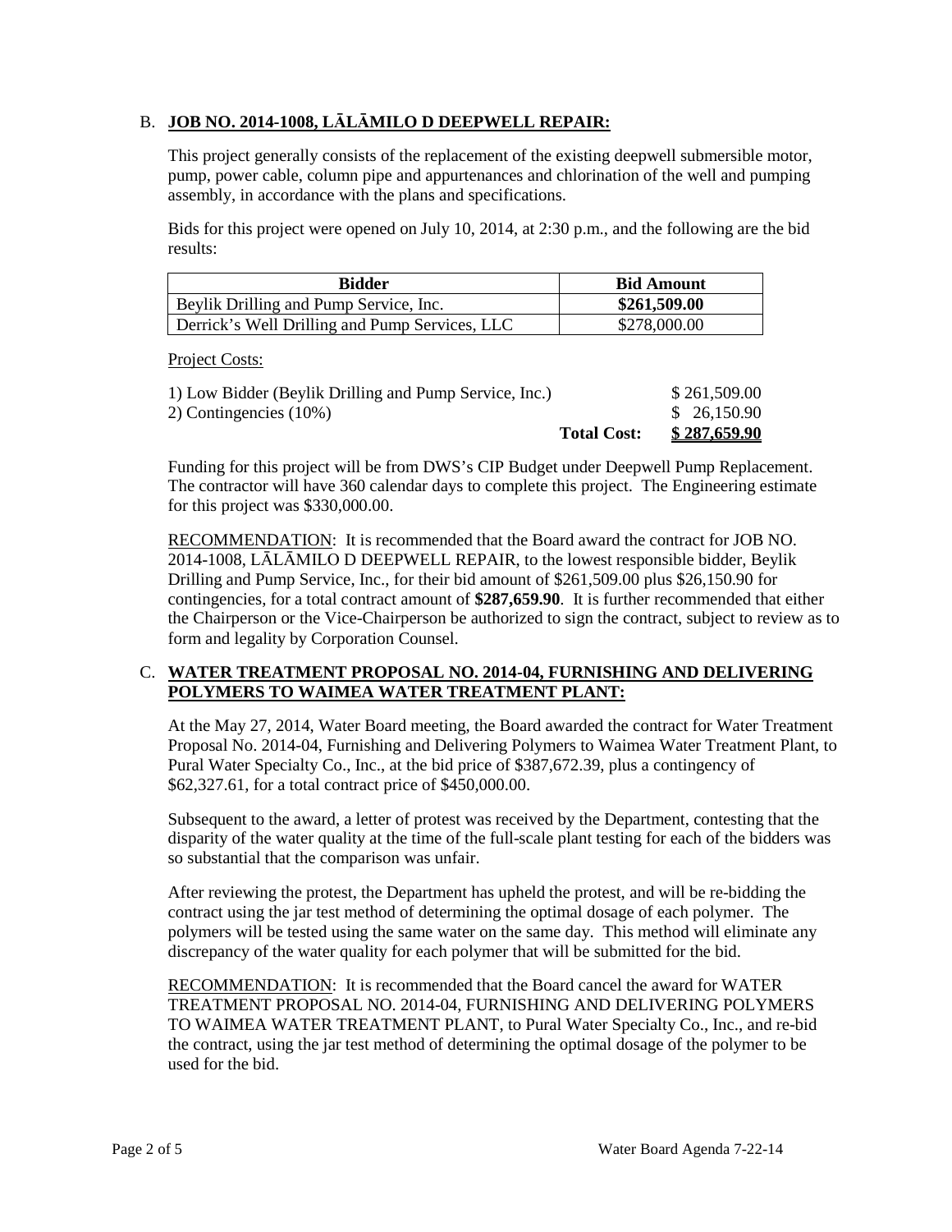## B. **JOB NO. 2014-1008, LĀLĀMILO D DEEPWELL REPAIR:**

This project generally consists of the replacement of the existing deepwell submersible motor, pump, power cable, column pipe and appurtenances and chlorination of the well and pumping assembly, in accordance with the plans and specifications.

Bids for this project were opened on July 10, 2014, at 2:30 p.m., and the following are the bid results:

| Bidder | Bid Amount |
|---|---|
| Beylik Drilling and Pump Service, Inc. | **$261,509.00** |
| Derrick's Well Drilling and Pump Services, LLC | $278,000.00 |

Project Costs:

| | | |
|---|---|---|
| 1) Low Bidder (Beylik Drilling and Pump Service, Inc.) | | $ 261,509.00 |
| 2) Contingencies (10%) | | $ 26,150.90 |
| | **Total Cost:** | **$ 287,659.90** |

Funding for this project will be from DWS's CIP Budget under Deepwell Pump Replacement. The contractor will have 360 calendar days to complete this project. The Engineering estimate for this project was $330,000.00.

RECOMMENDATION: It is recommended that the Board award the contract for JOB NO. 2014-1008, LĀLĀMILO D DEEPWELL REPAIR, to the lowest responsible bidder, Beylik Drilling and Pump Service, Inc., for their bid amount of $261,509.00 plus $26,150.90 for contingencies, for a total contract amount of **$287,659.90**. It is further recommended that either the Chairperson or the Vice-Chairperson be authorized to sign the contract, subject to review as to form and legality by Corporation Counsel.

## C. **WATER TREATMENT PROPOSAL NO. 2014-04, FURNISHING AND DELIVERING POLYMERS TO WAIMEA WATER TREATMENT PLANT:**

At the May 27, 2014, Water Board meeting, the Board awarded the contract for Water Treatment Proposal No. 2014-04, Furnishing and Delivering Polymers to Waimea Water Treatment Plant, to Pural Water Specialty Co., Inc., at the bid price of $387,672.39, plus a contingency of $62,327.61, for a total contract price of $450,000.00.

Subsequent to the award, a letter of protest was received by the Department, contesting that the disparity of the water quality at the time of the full-scale plant testing for each of the bidders was so substantial that the comparison was unfair.

After reviewing the protest, the Department has upheld the protest, and will be re-bidding the contract using the jar test method of determining the optimal dosage of each polymer. The polymers will be tested using the same water on the same day. This method will eliminate any discrepancy of the water quality for each polymer that will be submitted for the bid.

RECOMMENDATION: It is recommended that the Board cancel the award for WATER TREATMENT PROPOSAL NO. 2014-04, FURNISHING AND DELIVERING POLYMERS TO WAIMEA WATER TREATMENT PLANT, to Pural Water Specialty Co., Inc., and re-bid the contract, using the jar test method of determining the optimal dosage of the polymer to be used for the bid.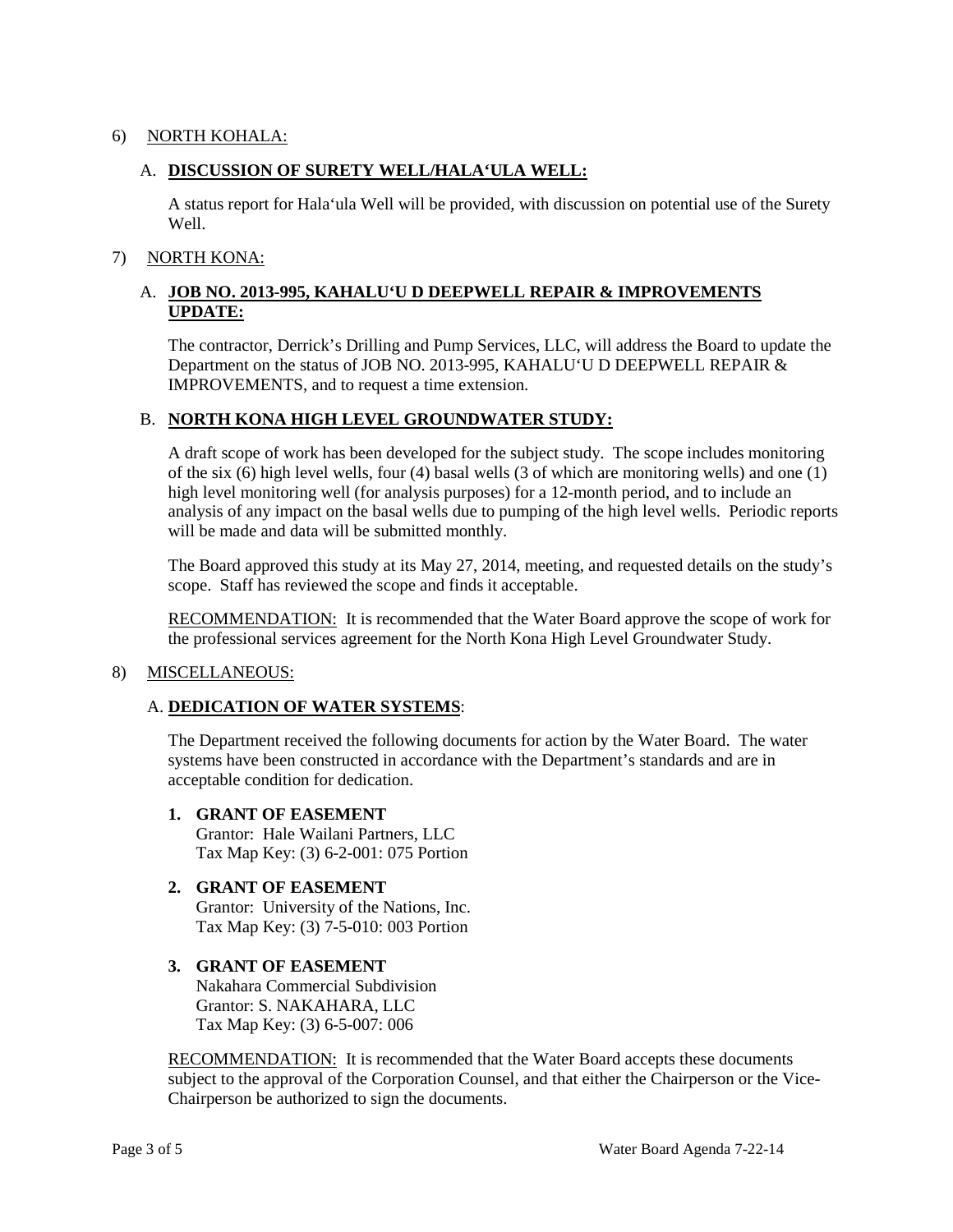6) NORTH KOHALA:

A. **DISCUSSION OF SURETY WELL/HALA'ULA WELL:**

A status report for Hala'ula Well will be provided, with discussion on potential use of the Surety Well.

7) NORTH KONA:

A. **JOB NO. 2013-995, KAHALU'U D DEEPWELL REPAIR & IMPROVEMENTS UPDATE:**

The contractor, Derrick's Drilling and Pump Services, LLC, will address the Board to update the Department on the status of JOB NO. 2013-995, KAHALU'U D DEEPWELL REPAIR & IMPROVEMENTS, and to request a time extension.

B. **NORTH KONA HIGH LEVEL GROUNDWATER STUDY:**

A draft scope of work has been developed for the subject study. The scope includes monitoring of the six (6) high level wells, four (4) basal wells (3 of which are monitoring wells) and one (1) high level monitoring well (for analysis purposes) for a 12-month period, and to include an analysis of any impact on the basal wells due to pumping of the high level wells. Periodic reports will be made and data will be submitted monthly.

The Board approved this study at its May 27, 2014, meeting, and requested details on the study's scope. Staff has reviewed the scope and finds it acceptable.

RECOMMENDATION: It is recommended that the Water Board approve the scope of work for the professional services agreement for the North Kona High Level Groundwater Study.

8) MISCELLANEOUS:

A. **DEDICATION OF WATER SYSTEMS**:

The Department received the following documents for action by the Water Board. The water systems have been constructed in accordance with the Department's standards and are in acceptable condition for dedication.

1. **GRANT OF EASEMENT**
   Grantor: Hale Wailani Partners, LLC
   Tax Map Key: (3) 6-2-001: 075 Portion

2. **GRANT OF EASEMENT**
   Grantor: University of the Nations, Inc.
   Tax Map Key: (3) 7-5-010: 003 Portion

3. **GRANT OF EASEMENT**
   Nakahara Commercial Subdivision
   Grantor: S. NAKAHARA, LLC
   Tax Map Key: (3) 6-5-007: 006

RECOMMENDATION: It is recommended that the Water Board accepts these documents subject to the approval of the Corporation Counsel, and that either the Chairperson or the Vice-Chairperson be authorized to sign the documents.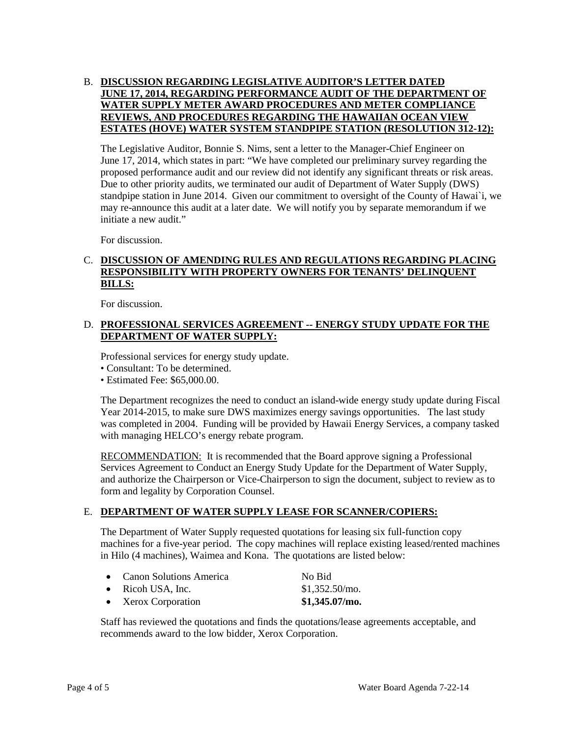B. **DISCUSSION REGARDING LEGISLATIVE AUDITOR'S LETTER DATED JUNE 17, 2014, REGARDING PERFORMANCE AUDIT OF THE DEPARTMENT OF WATER SUPPLY METER AWARD PROCEDURES AND METER COMPLIANCE REVIEWS, AND PROCEDURES REGARDING THE HAWAIIAN OCEAN VIEW ESTATES (HOVE) WATER SYSTEM STANDPIPE STATION (RESOLUTION 312-12):**

The Legislative Auditor, Bonnie S. Nims, sent a letter to the Manager-Chief Engineer on June 17, 2014, which states in part: "We have completed our preliminary survey regarding the proposed performance audit and our review did not identify any significant threats or risk areas. Due to other priority audits, we terminated our audit of Department of Water Supply (DWS) standpipe station in June 2014. Given our commitment to oversight of the County of Hawai`i, we may re-announce this audit at a later date. We will notify you by separate memorandum if we initiate a new audit."

For discussion.

C. **DISCUSSION OF AMENDING RULES AND REGULATIONS REGARDING PLACING RESPONSIBILITY WITH PROPERTY OWNERS FOR TENANTS' DELINQUENT BILLS:**

For discussion.

D. **PROFESSIONAL SERVICES AGREEMENT -- ENERGY STUDY UPDATE FOR THE DEPARTMENT OF WATER SUPPLY:**

Professional services for energy study update.

- Consultant: To be determined.
- Estimated Fee: $65,000.00.

The Department recognizes the need to conduct an island-wide energy study update during Fiscal Year 2014-2015, to make sure DWS maximizes energy savings opportunities. The last study was completed in 2004. Funding will be provided by Hawaii Energy Services, a company tasked with managing HELCO's energy rebate program.

RECOMMENDATION: It is recommended that the Board approve signing a Professional Services Agreement to Conduct an Energy Study Update for the Department of Water Supply, and authorize the Chairperson or Vice-Chairperson to sign the document, subject to review as to form and legality by Corporation Counsel.

E. **DEPARTMENT OF WATER SUPPLY LEASE FOR SCANNER/COPIERS:**

The Department of Water Supply requested quotations for leasing six full-function copy machines for a five-year period. The copy machines will replace existing leased/rented machines in Hilo (4 machines), Waimea and Kona. The quotations are listed below:

- Canon Solutions America — No Bid
- Ricoh USA, Inc. — $1,352.50/mo.
- Xerox Corporation — **$1,345.07/mo.**

Staff has reviewed the quotations and finds the quotations/lease agreements acceptable, and recommends award to the low bidder, Xerox Corporation.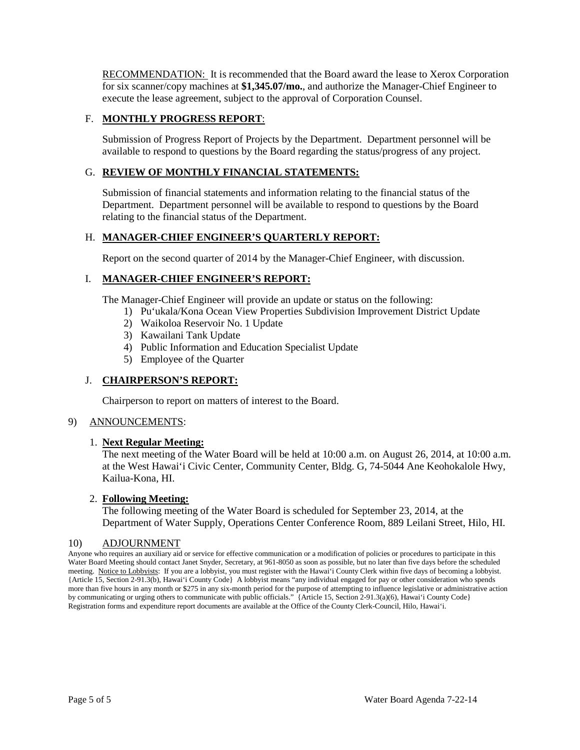RECOMMENDATION: It is recommended that the Board award the lease to Xerox Corporation for six scanner/copy machines at **$1,345.07/mo.**, and authorize the Manager-Chief Engineer to execute the lease agreement, subject to the approval of Corporation Counsel.

F. **MONTHLY PROGRESS REPORT**:

Submission of Progress Report of Projects by the Department. Department personnel will be available to respond to questions by the Board regarding the status/progress of any project.

G. **REVIEW OF MONTHLY FINANCIAL STATEMENTS:**

Submission of financial statements and information relating to the financial status of the Department. Department personnel will be available to respond to questions by the Board relating to the financial status of the Department.

H. **MANAGER-CHIEF ENGINEER'S QUARTERLY REPORT:**

Report on the second quarter of 2014 by the Manager-Chief Engineer, with discussion.

I. **MANAGER-CHIEF ENGINEER'S REPORT:**

The Manager-Chief Engineer will provide an update or status on the following:

1) Pu'ukala/Kona Ocean View Properties Subdivision Improvement District Update
2) Waikoloa Reservoir No. 1 Update
3) Kawailani Tank Update
4) Public Information and Education Specialist Update
5) Employee of the Quarter

J. **CHAIRPERSON'S REPORT:**

Chairperson to report on matters of interest to the Board.

9) ANNOUNCEMENTS:

1. **Next Regular Meeting:**
   The next meeting of the Water Board will be held at 10:00 a.m. on August 26, 2014, at 10:00 a.m. at the West Hawai'i Civic Center, Community Center, Bldg. G, 74-5044 Ane Keohokalole Hwy, Kailua-Kona, HI.

2. **Following Meeting:**
   The following meeting of the Water Board is scheduled for September 23, 2014, at the Department of Water Supply, Operations Center Conference Room, 889 Leilani Street, Hilo, HI.

10) ADJOURNMENT

Anyone who requires an auxiliary aid or service for effective communication or a modification of policies or procedures to participate in this Water Board Meeting should contact Janet Snyder, Secretary, at 961-8050 as soon as possible, but no later than five days before the scheduled meeting. Notice to Lobbyists: If you are a lobbyist, you must register with the Hawai'i County Clerk within five days of becoming a lobbyist. {Article 15, Section 2-91.3(b), Hawai'i County Code} A lobbyist means "any individual engaged for pay or other consideration who spends more than five hours in any month or $275 in any six-month period for the purpose of attempting to influence legislative or administrative action by communicating or urging others to communicate with public officials." {Article 15, Section 2-91.3(a)(6), Hawai'i County Code} Registration forms and expenditure report documents are available at the Office of the County Clerk-Council, Hilo, Hawai'i.